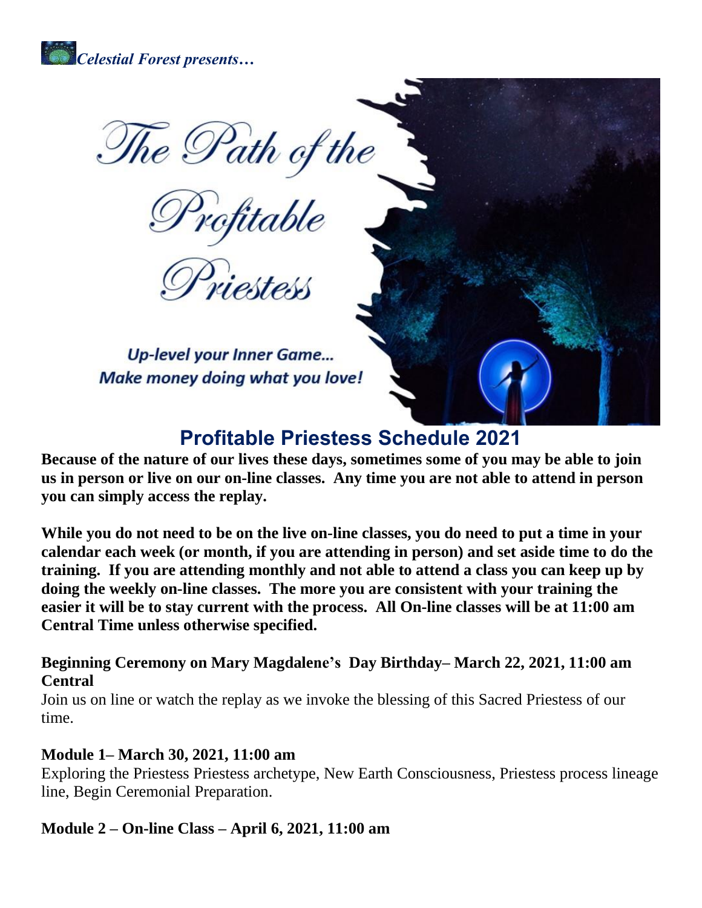*Celestial Forest presents…*

# The Path of the Profitable Priestess

***Up-level your Inner Game… Make money doing what you love!***

## Profitable Priestess Schedule 2021

**Because of the nature of our lives these days, sometimes some of you may be able to join us in person or live on our on-line classes. Any time you are not able to attend in person you can simply access the replay.**

**While you do not need to be on the live on-line classes, you do need to put a time in your calendar each week (or month, if you are attending in person) and set aside time to do the training. If you are attending monthly and not able to attend a class you can keep up by doing the weekly on-line classes. The more you are consistent with your training the easier it will be to stay current with the process. All On-line classes will be at 11:00 am Central Time unless otherwise specified.**

**Beginning Ceremony on Mary Magdalene's Day Birthday– March 22, 2021, 11:00 am Central**

Join us on line or watch the replay as we invoke the blessing of this Sacred Priestess of our time.

**Module 1– March 30, 2021, 11:00 am**

Exploring the Priestess Priestess archetype, New Earth Consciousness, Priestess process lineage line, Begin Ceremonial Preparation.

**Module 2 – On-line Class – April 6, 2021, 11:00 am**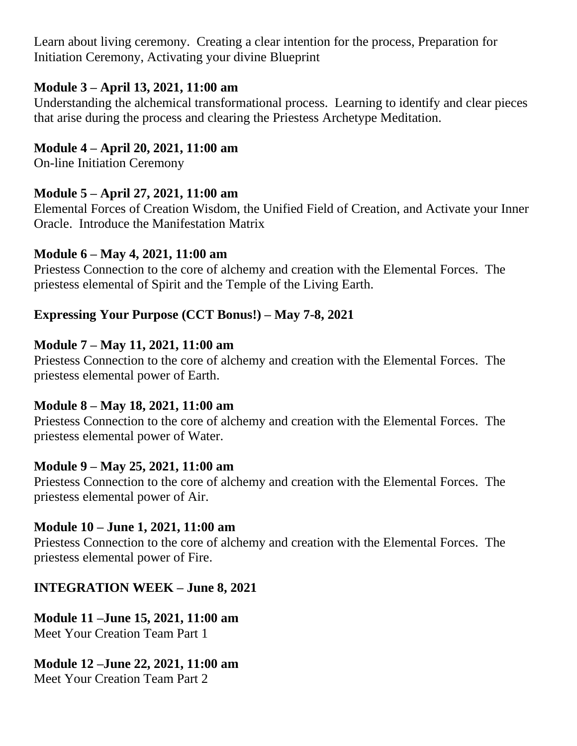Learn about living ceremony. Creating a clear intention for the process, Preparation for Initiation Ceremony, Activating your divine Blueprint

**Module 3 – April 13, 2021, 11:00 am**
Understanding the alchemical transformational process. Learning to identify and clear pieces that arise during the process and clearing the Priestess Archetype Meditation.

**Module 4 – April 20, 2021, 11:00 am**
On-line Initiation Ceremony

**Module 5 – April 27, 2021, 11:00 am**
Elemental Forces of Creation Wisdom, the Unified Field of Creation, and Activate your Inner Oracle. Introduce the Manifestation Matrix

**Module 6 – May 4, 2021, 11:00 am**
Priestess Connection to the core of alchemy and creation with the Elemental Forces. The priestess elemental of Spirit and the Temple of the Living Earth.

**Expressing Your Purpose (CCT Bonus!) – May 7-8, 2021**

**Module 7 – May 11, 2021, 11:00 am**
Priestess Connection to the core of alchemy and creation with the Elemental Forces. The priestess elemental power of Earth.

**Module 8 – May 18, 2021, 11:00 am**
Priestess Connection to the core of alchemy and creation with the Elemental Forces. The priestess elemental power of Water.

**Module 9 – May 25, 2021, 11:00 am**
Priestess Connection to the core of alchemy and creation with the Elemental Forces. The priestess elemental power of Air.

**Module 10 – June 1, 2021, 11:00 am**
Priestess Connection to the core of alchemy and creation with the Elemental Forces. The priestess elemental power of Fire.

**INTEGRATION WEEK – June 8, 2021**

**Module 11 –June 15, 2021, 11:00 am**
Meet Your Creation Team Part 1

**Module 12 –June 22, 2021, 11:00 am**
Meet Your Creation Team Part 2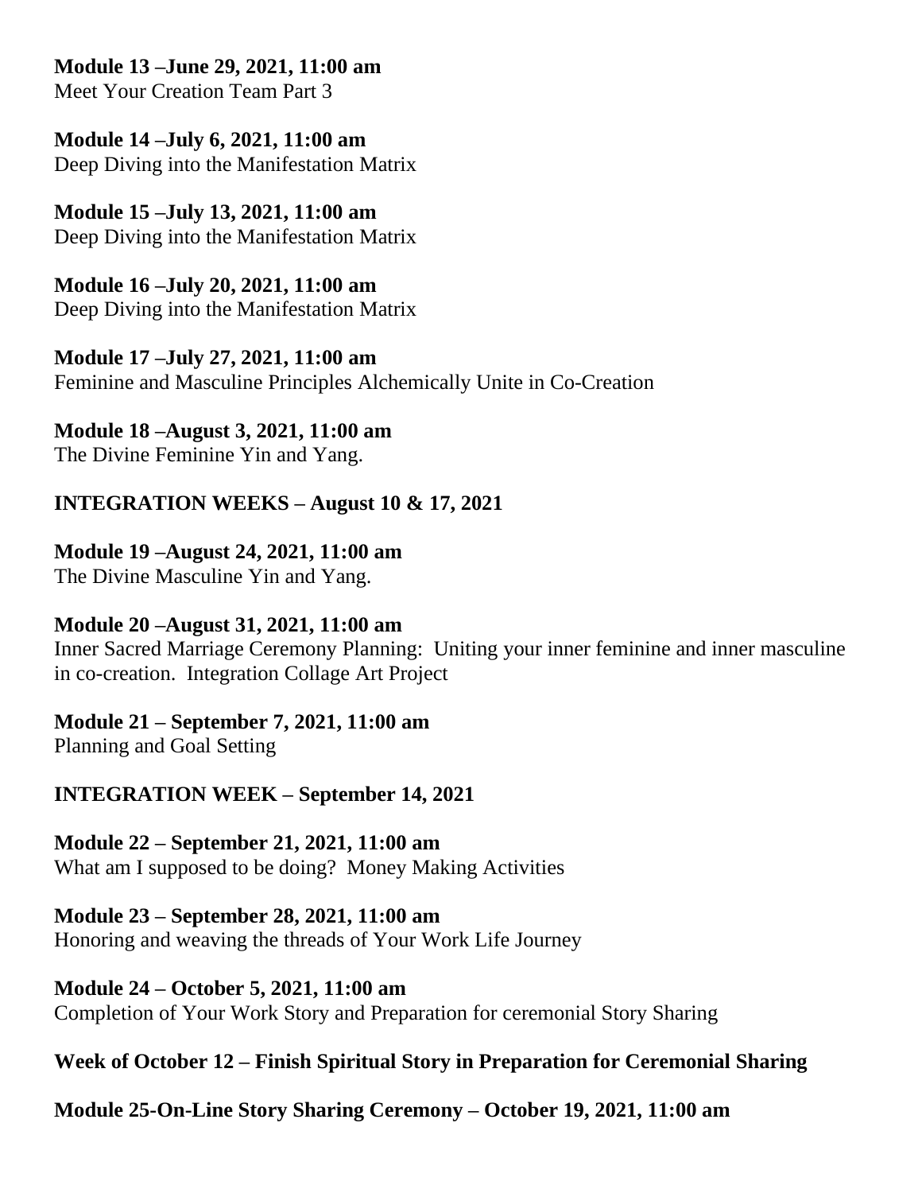**Module 13 –June 29, 2021, 11:00 am**
Meet Your Creation Team Part 3

**Module 14 –July 6, 2021, 11:00 am**
Deep Diving into the Manifestation Matrix

**Module 15 –July 13, 2021, 11:00 am**
Deep Diving into the Manifestation Matrix

**Module 16 –July 20, 2021, 11:00 am**
Deep Diving into the Manifestation Matrix

**Module 17 –July 27, 2021, 11:00 am**
Feminine and Masculine Principles Alchemically Unite in Co-Creation

**Module 18 –August 3, 2021, 11:00 am**
The Divine Feminine Yin and Yang.

**INTEGRATION WEEKS – August 10 & 17, 2021**

**Module 19 –August 24, 2021, 11:00 am**
The Divine Masculine Yin and Yang.

**Module 20 –August 31, 2021, 11:00 am**
Inner Sacred Marriage Ceremony Planning: Uniting your inner feminine and inner masculine in co-creation. Integration Collage Art Project

**Module 21 – September 7, 2021, 11:00 am**
Planning and Goal Setting

**INTEGRATION WEEK – September 14, 2021**

**Module 22 – September 21, 2021, 11:00 am**
What am I supposed to be doing? Money Making Activities

**Module 23 – September 28, 2021, 11:00 am**
Honoring and weaving the threads of Your Work Life Journey

**Module 24 – October 5, 2021, 11:00 am**
Completion of Your Work Story and Preparation for ceremonial Story Sharing

**Week of October 12 – Finish Spiritual Story in Preparation for Ceremonial Sharing**

**Module 25-On-Line Story Sharing Ceremony – October 19, 2021, 11:00 am**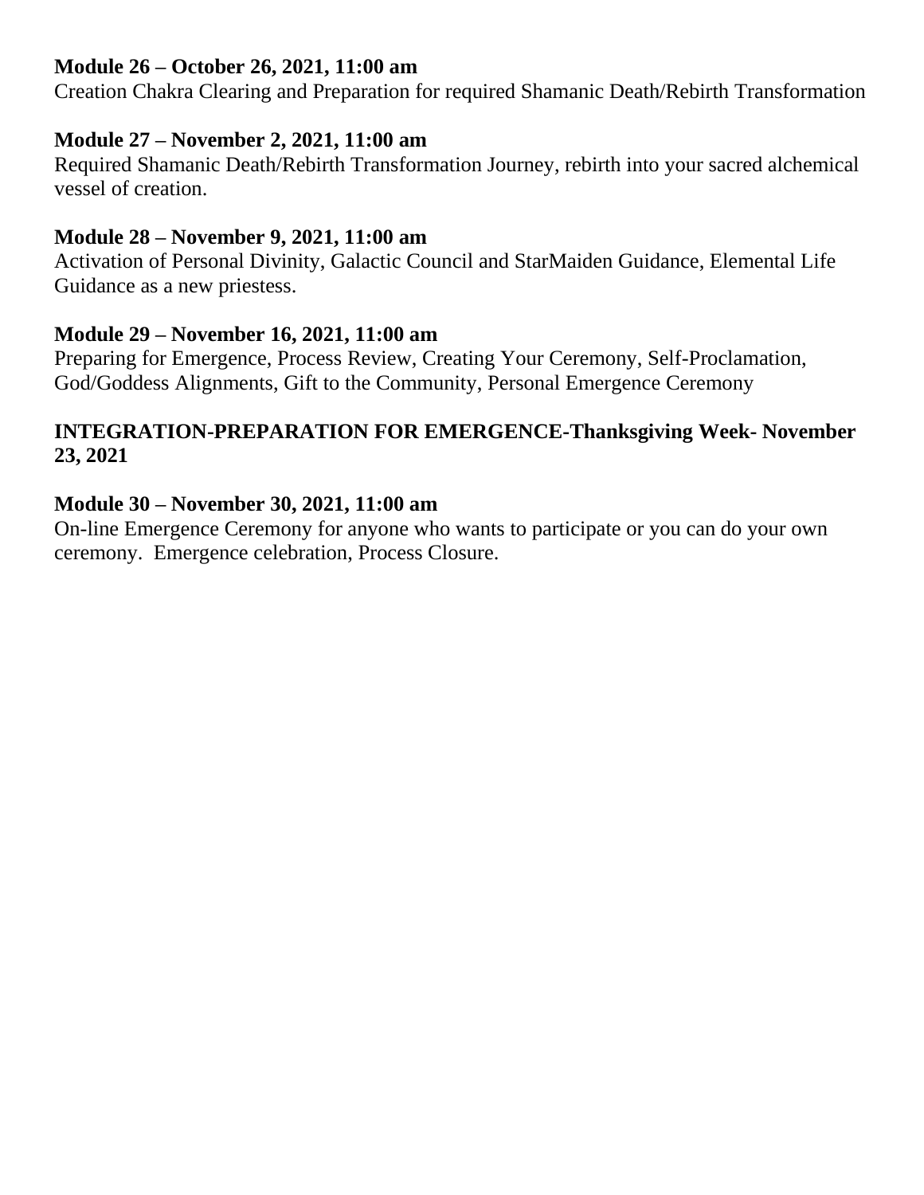**Module 26 – October 26, 2021, 11:00 am**
Creation Chakra Clearing and Preparation for required Shamanic Death/Rebirth Transformation

**Module 27 – November 2, 2021, 11:00 am**
Required Shamanic Death/Rebirth Transformation Journey, rebirth into your sacred alchemical vessel of creation.

**Module 28 – November 9, 2021, 11:00 am**
Activation of Personal Divinity, Galactic Council and StarMaiden Guidance, Elemental Life Guidance as a new priestess.

**Module 29 – November 16, 2021, 11:00 am**
Preparing for Emergence, Process Review, Creating Your Ceremony, Self-Proclamation, God/Goddess Alignments, Gift to the Community, Personal Emergence Ceremony

**INTEGRATION-PREPARATION FOR EMERGENCE-Thanksgiving Week- November 23, 2021**

**Module 30 – November 30, 2021, 11:00 am**
On-line Emergence Ceremony for anyone who wants to participate or you can do your own ceremony. Emergence celebration, Process Closure.